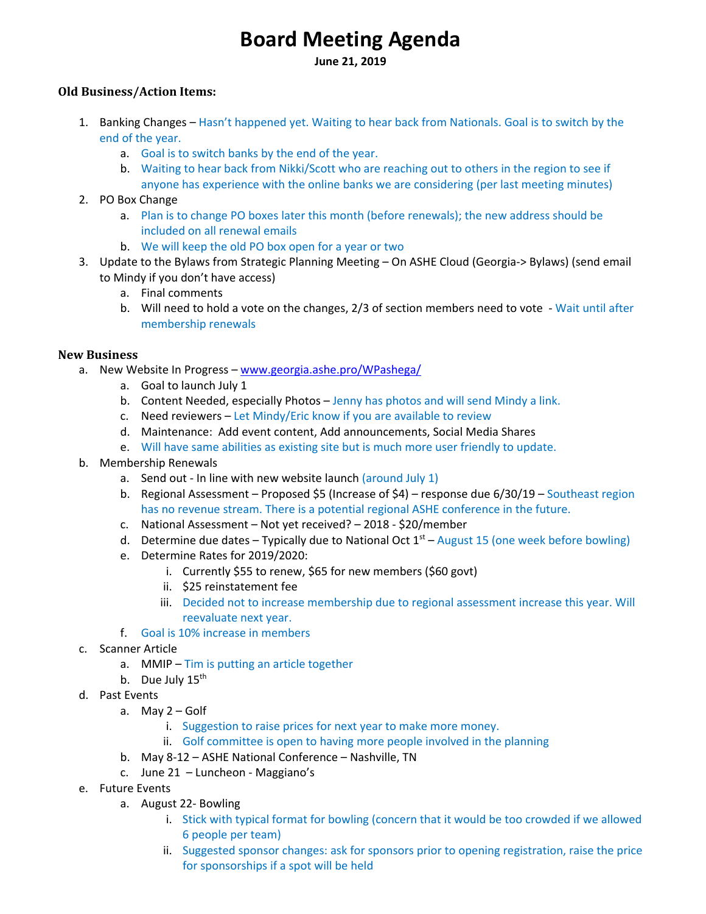# Board Meeting Agenda

**June 21, 2019**

### Old Business/Action Items:

1. Banking Changes – Hasn't happened yet. Waiting to hear back from Nationals. Goal is to switch by the end of the year.
    a. Goal is to switch banks by the end of the year.
    b. Waiting to hear back from Nikki/Scott who are reaching out to others in the region to see if anyone has experience with the online banks we are considering (per last meeting minutes)
2. PO Box Change
    a. Plan is to change PO boxes later this month (before renewals); the new address should be included on all renewal emails
    b. We will keep the old PO box open for a year or two
3. Update to the Bylaws from Strategic Planning Meeting – On ASHE Cloud (Georgia-> Bylaws) (send email to Mindy if you don't have access)
    a. Final comments
    b. Will need to hold a vote on the changes, 2/3 of section members need to vote - Wait until after membership renewals

### New Business

a. New Website In Progress – [www.georgia.ashe.pro/WPashega/](www.georgia.ashe.pro/WPashega/)
    a. Goal to launch July 1
    b. Content Needed, especially Photos – Jenny has photos and will send Mindy a link.
    c. Need reviewers – Let Mindy/Eric know if you are available to review
    d. Maintenance: Add event content, Add announcements, Social Media Shares
    e. Will have same abilities as existing site but is much more user friendly to update.
b. Membership Renewals
    a. Send out - In line with new website launch (around July 1)
    b. Regional Assessment – Proposed $5 (Increase of $4) – response due 6/30/19 – Southeast region has no revenue stream. There is a potential regional ASHE conference in the future.
    c. National Assessment – Not yet received? – 2018 - $20/member
    d. Determine due dates – Typically due to National Oct 1st – August 15 (one week before bowling)
    e. Determine Rates for 2019/2020:
        i. Currently $55 to renew, $65 for new members ($60 govt)
        ii. $25 reinstatement fee
        iii. Decided not to increase membership due to regional assessment increase this year. Will reevaluate next year.
    f. Goal is 10% increase in members
c. Scanner Article
    a. MMIP – Tim is putting an article together
    b. Due July 15th
d. Past Events
    a. May 2 – Golf
        i. Suggestion to raise prices for next year to make more money.
        ii. Golf committee is open to having more people involved in the planning
    b. May 8-12 – ASHE National Conference – Nashville, TN
    c. June 21 – Luncheon - Maggiano's
e. Future Events
    a. August 22- Bowling
        i. Stick with typical format for bowling (concern that it would be too crowded if we allowed 6 people per team)
        ii. Suggested sponsor changes: ask for sponsors prior to opening registration, raise the price for sponsorships if a spot will be held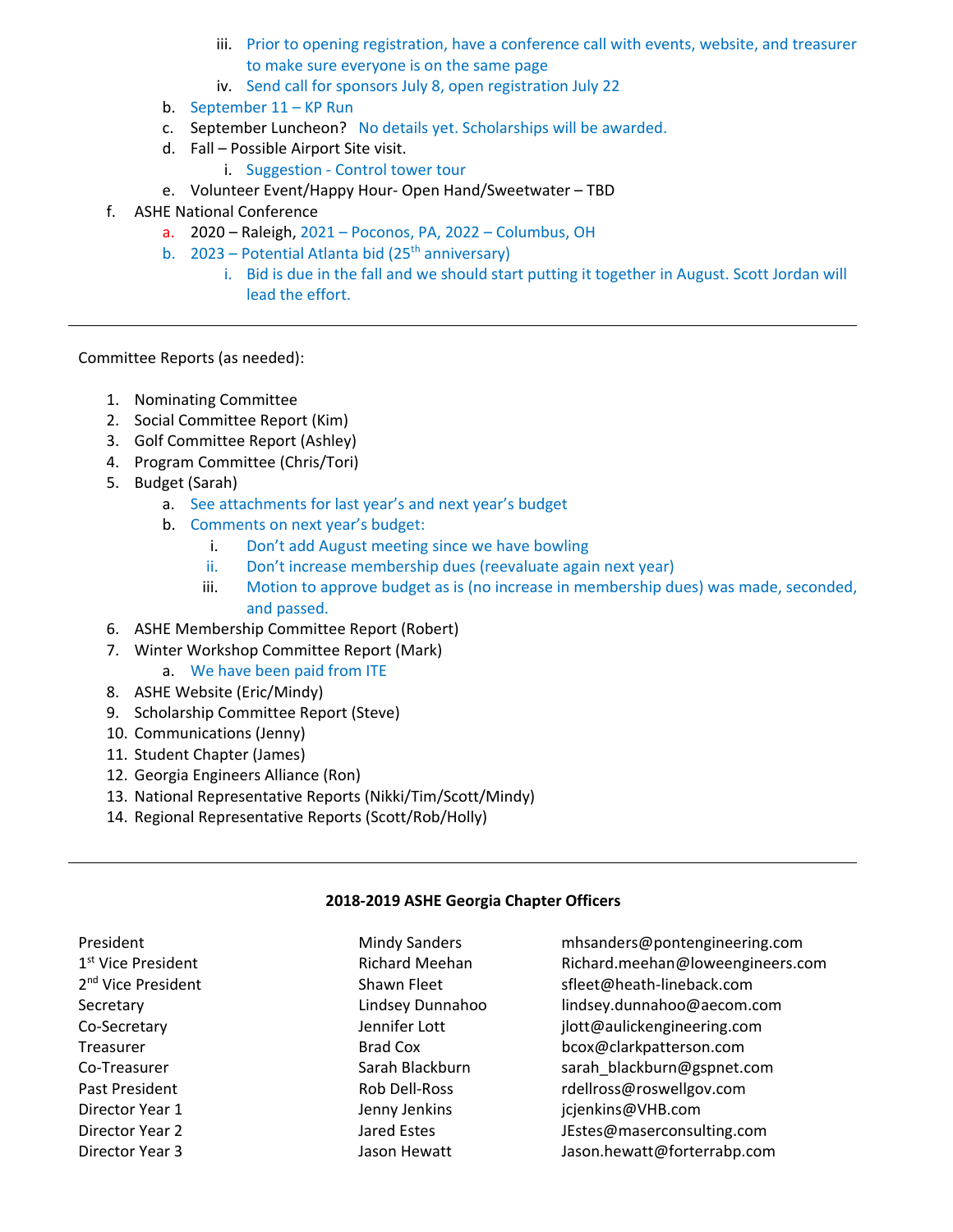- iii. Prior to opening registration, have a conference call with events, website, and treasurer to make sure everyone is on the same page
    - iv. Send call for sponsors July 8, open registration July 22
  - b. September 11 – KP Run
  - c. September Luncheon? No details yet. Scholarships will be awarded.
  - d. Fall – Possible Airport Site visit.
    - i. Suggestion - Control tower tour
  - e. Volunteer Event/Happy Hour- Open Hand/Sweetwater – TBD
- f. ASHE National Conference
  - a. 2020 – Raleigh, 2021 – Poconos, PA, 2022 – Columbus, OH
  - b. 2023 – Potential Atlanta bid (25th anniversary)
    - i. Bid is due in the fall and we should start putting it together in August. Scott Jordan will lead the effort.

---

Committee Reports (as needed):

1. Nominating Committee
2. Social Committee Report (Kim)
3. Golf Committee Report (Ashley)
4. Program Committee (Chris/Tori)
5. Budget (Sarah)
   - a. See attachments for last year's and next year's budget
   - b. Comments on next year's budget:
     - i. Don't add August meeting since we have bowling
     - ii. Don't increase membership dues (reevaluate again next year)
     - iii. Motion to approve budget as is (no increase in membership dues) was made, seconded, and passed.
6. ASHE Membership Committee Report (Robert)
7. Winter Workshop Committee Report (Mark)
   - a. We have been paid from ITE
8. ASHE Website (Eric/Mindy)
9. Scholarship Committee Report (Steve)
10. Communications (Jenny)
11. Student Chapter (James)
12. Georgia Engineers Alliance (Ron)
13. National Representative Reports (Nikki/Tim/Scott/Mindy)
14. Regional Representative Reports (Scott/Rob/Holly)

---

**2018-2019 ASHE Georgia Chapter Officers**

| | | |
|---|---|---|
| President | Mindy Sanders | mhsanders@pontengineering.com |
| 1st Vice President | Richard Meehan | Richard.meehan@loweengineers.com |
| 2nd Vice President | Shawn Fleet | sfleet@heath-lineback.com |
| Secretary | Lindsey Dunnahoo | lindsey.dunnahoo@aecom.com |
| Co-Secretary | Jennifer Lott | jlott@aulickengineering.com |
| Treasurer | Brad Cox | bcox@clarkpatterson.com |
| Co-Treasurer | Sarah Blackburn | sarah_blackburn@gspnet.com |
| Past President | Rob Dell-Ross | rdellross@roswellgov.com |
| Director Year 1 | Jenny Jenkins | jcjenkins@VHB.com |
| Director Year 2 | Jared Estes | JEstes@maserconsulting.com |
| Director Year 3 | Jason Hewatt | Jason.hewatt@forterrabp.com |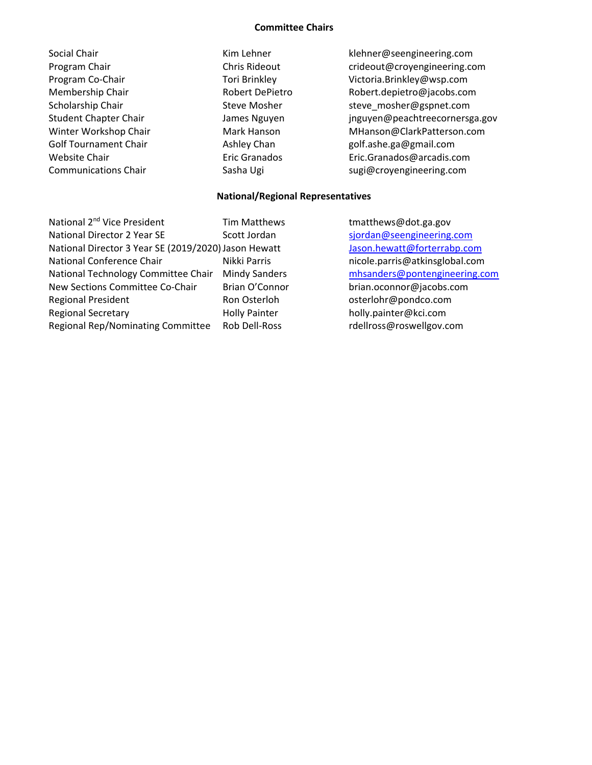## Committee Chairs

| | | |
|---|---|---|
| Social Chair | Kim Lehner | klehner@seengineering.com |
| Program Chair | Chris Rideout | crideout@croyengineering.com |
| Program Co-Chair | Tori Brinkley | Victoria.Brinkley@wsp.com |
| Membership Chair | Robert DePietro | Robert.depietro@jacobs.com |
| Scholarship Chair | Steve Mosher | steve_mosher@gspnet.com |
| Student Chapter Chair | James Nguyen | jnguyen@peachtreecornersga.gov |
| Winter Workshop Chair | Mark Hanson | MHanson@ClarkPatterson.com |
| Golf Tournament Chair | Ashley Chan | golf.ashe.ga@gmail.com |
| Website Chair | Eric Granados | Eric.Granados@arcadis.com |
| Communications Chair | Sasha Ugi | sugi@croyengineering.com |

## National/Regional Representatives

| | | |
|---|---|---|
| National 2nd Vice President | Tim Matthews | tmatthews@dot.ga.gov |
| National Director 2 Year SE | Scott Jordan | sjordan@seengineering.com |
| National Director 3 Year SE (2019/2020) | Jason Hewatt | Jason.hewatt@forterrabp.com |
| National Conference Chair | Nikki Parris | nicole.parris@atkinsglobal.com |
| National Technology Committee Chair | Mindy Sanders | mhsanders@pontengineering.com |
| New Sections Committee Co-Chair | Brian O'Connor | brian.oconnor@jacobs.com |
| Regional President | Ron Osterloh | osterlohr@pondco.com |
| Regional Secretary | Holly Painter | holly.painter@kci.com |
| Regional Rep/Nominating Committee | Rob Dell-Ross | rdellross@roswellgov.com |